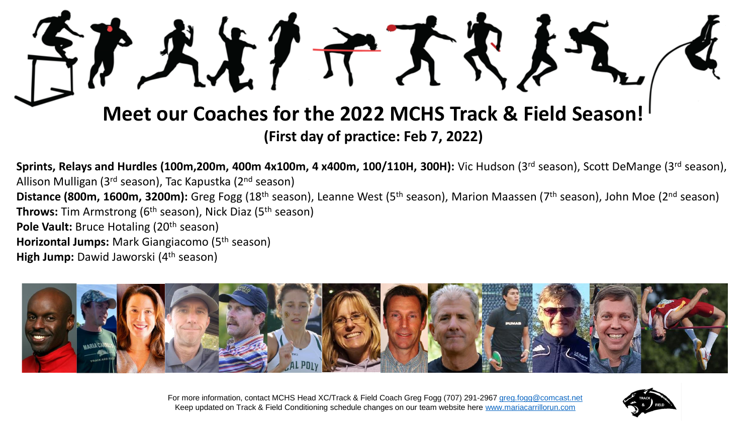# Meet our Coaches for the 2022 MCHS Track & Field Season!

**(First day of practice: Feb 7, 2022)**

**Sprints, Relays and Hurdles (100m,200m, 400m 4x100m, 4 x400m, 100/110H, 300H):** Vic Hudson (3rd season), Scott DeMange (3rd season), Allison Mulligan (3rd season), Tac Kapustka (2nd season)
**Distance (800m, 1600m, 3200m):** Greg Fogg (18th season), Leanne West (5th season), Marion Maassen (7th season), John Moe (2nd season)
**Throws:** Tim Armstrong (6th season), Nick Diaz (5th season)
**Pole Vault:** Bruce Hotaling (20th season)
**Horizontal Jumps:** Mark Giangiacomo (5th season)
**High Jump:** Dawid Jaworski (4th season)

For more information, contact MCHS Head XC/Track & Field Coach Greg Fogg (707) 291-2967 greg.fogg@comcast.net
Keep updated on Track & Field Conditioning schedule changes on our team website here www.mariacarrillorun.com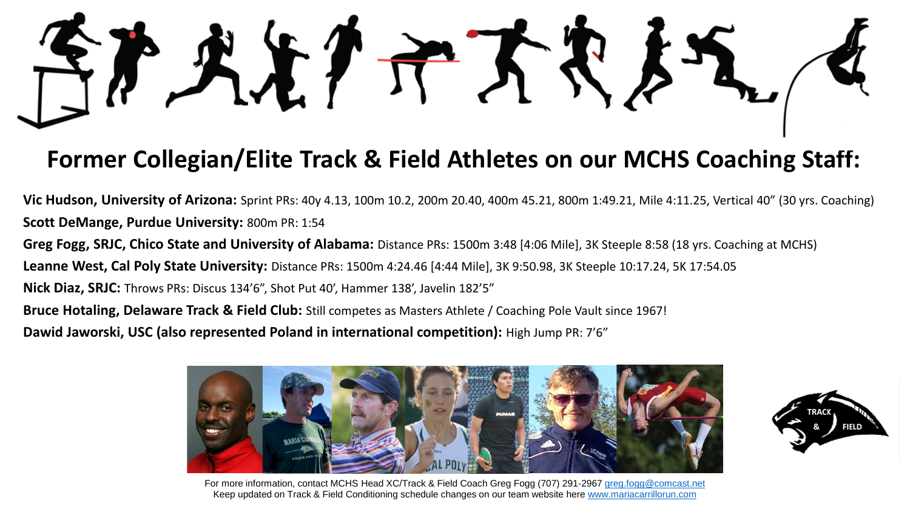# Former Collegian/Elite Track & Field Athletes on our MCHS Coaching Staff:

**Vic Hudson, University of Arizona:** Sprint PRs: 40y 4.13, 100m 10.2, 200m 20.40, 400m 45.21, 800m 1:49.21, Mile 4:11.25, Vertical 40" (30 yrs. Coaching)

**Scott DeMange, Purdue University:** 800m PR: 1:54

**Greg Fogg, SRJC, Chico State and University of Alabama:** Distance PRs: 1500m 3:48 [4:06 Mile], 3K Steeple 8:58 (18 yrs. Coaching at MCHS)

**Leanne West, Cal Poly State University:** Distance PRs: 1500m 4:24.46 [4:44 Mile], 3K 9:50.98, 3K Steeple 10:17.24, 5K 17:54.05

**Nick Diaz, SRJC:** Throws PRs: Discus 134'6", Shot Put 40', Hammer 138', Javelin 182'5"

**Bruce Hotaling, Delaware Track & Field Club:** Still competes as Masters Athlete / Coaching Pole Vault since 1967!

**Dawid Jaworski, USC (also represented Poland in international competition):** High Jump PR: 7'6"

For more information, contact MCHS Head XC/Track & Field Coach Greg Fogg (707) 291-2967 greg.fogg@comcast.net

Keep updated on Track & Field Conditioning schedule changes on our team website here www.mariacarrillorun.com